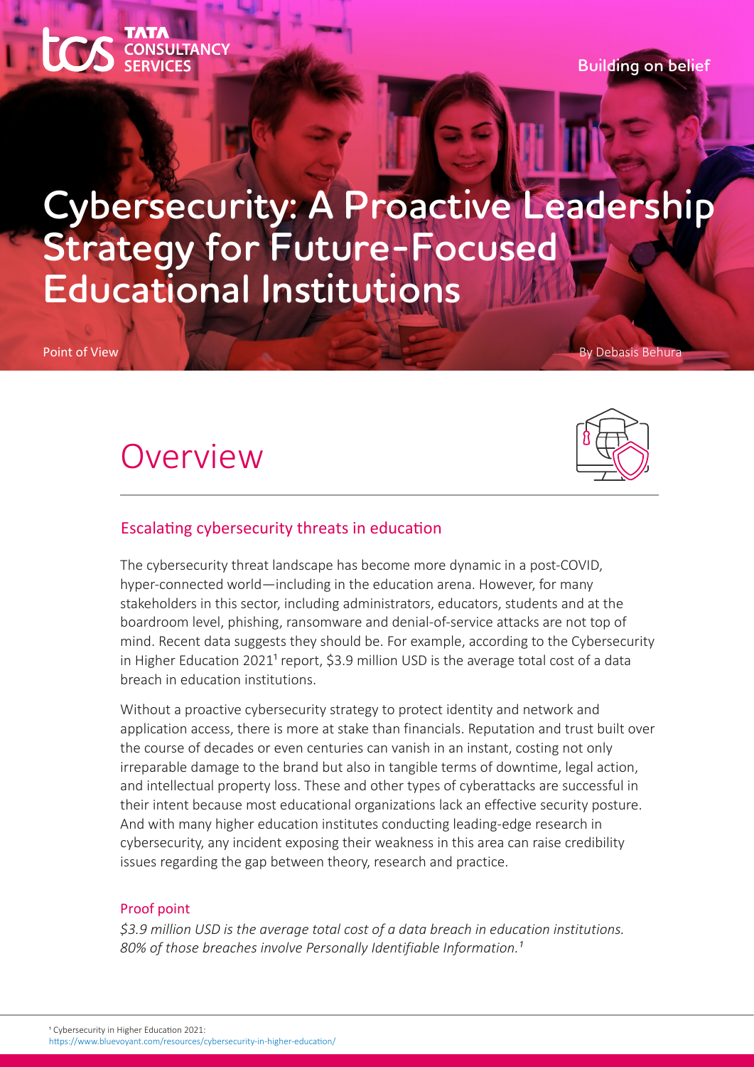Tata Consultancy Services

Building on belief

# Cybersecurity: A Proactive Leadership Strategy for Future-Focused Educational Institutions

Point of View

By Debasis Behura

## Overview

### Escalating cybersecurity threats in education

The cybersecurity threat landscape has become more dynamic in a post-COVID, hyper-connected world—including in the education arena. However, for many stakeholders in this sector, including administrators, educators, students and at the boardroom level, phishing, ransomware and denial-of-service attacks are not top of mind. Recent data suggests they should be. For example, according to the Cybersecurity in Higher Education 2021[1] report, $3.9 million USD is the average total cost of a data breach in education institutions.

Without a proactive cybersecurity strategy to protect identity and network and application access, there is more at stake than financials. Reputation and trust built over the course of decades or even centuries can vanish in an instant, costing not only irreparable damage to the brand but also in tangible terms of downtime, legal action, and intellectual property loss. These and other types of cyberattacks are successful in their intent because most educational organizations lack an effective security posture. And with many higher education institutes conducting leading-edge research in cybersecurity, any incident exposing their weakness in this area can raise credibility issues regarding the gap between theory, research and practice.

#### Proof point

*$3.9 million USD is the average total cost of a data breach in education institutions. 80% of those breaches involve Personally Identifiable Information.[1]*

[1] Cybersecurity in Higher Education 2021: https://www.bluevoyant.com/resources/cybersecurity-in-higher-education/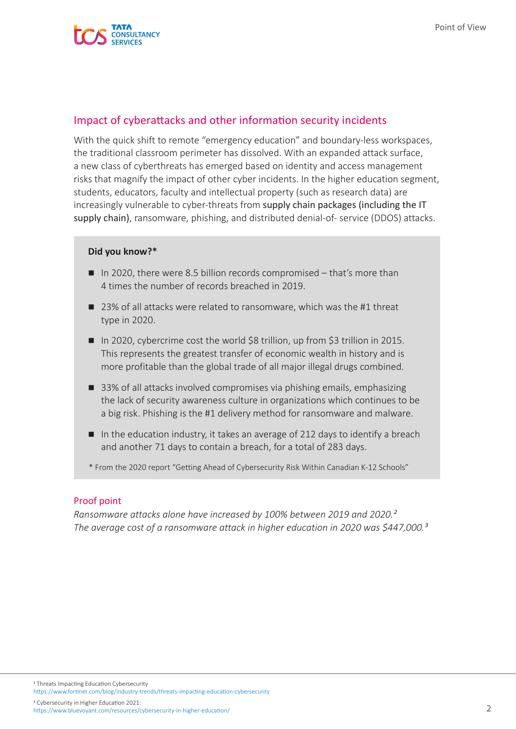## Impact of cyberattacks and other information security incidents

With the quick shift to remote "emergency education" and boundary-less workspaces, the traditional classroom perimeter has dissolved. With an expanded attack surface, a new class of cyberthreats has emerged based on identity and access management risks that magnify the impact of other cyber incidents. In the higher education segment, students, educators, faculty and intellectual property (such as research data) are increasingly vulnerable to cyber-threats from supply chain packages (including the IT supply chain), ransomware, phishing, and distributed denial-of- service (DDOS) attacks.

**Did you know?***

- In 2020, there were 8.5 billion records compromised – that's more than 4 times the number of records breached in 2019.
- 23% of all attacks were related to ransomware, which was the #1 threat type in 2020.
- In 2020, cybercrime cost the world $8 trillion, up from $3 trillion in 2015. This represents the greatest transfer of economic wealth in history and is more profitable than the global trade of all major illegal drugs combined.
- 33% of all attacks involved compromises via phishing emails, emphasizing the lack of security awareness culture in organizations which continues to be a big risk. Phishing is the #1 delivery method for ransomware and malware.
- In the education industry, it takes an average of 212 days to identify a breach and another 71 days to contain a breach, for a total of 283 days.

\* From the 2020 report "Getting Ahead of Cybersecurity Risk Within Canadian K-12 Schools"

### Proof point

*Ransomware attacks alone have increased by 100% between 2019 and 2020.*[2]
*The average cost of a ransomware attack in higher education in 2020 was $447,000.*[3]

---

[2] Threats Impacting Education Cybersecurity
https://www.fortinet.com/blog/industry-trends/threats-impacting-education-cybersecurity

[3] Cybersecurity in Higher Education 2021:
https://www.bluevoyant.com/resources/cybersecurity-in-higher-education/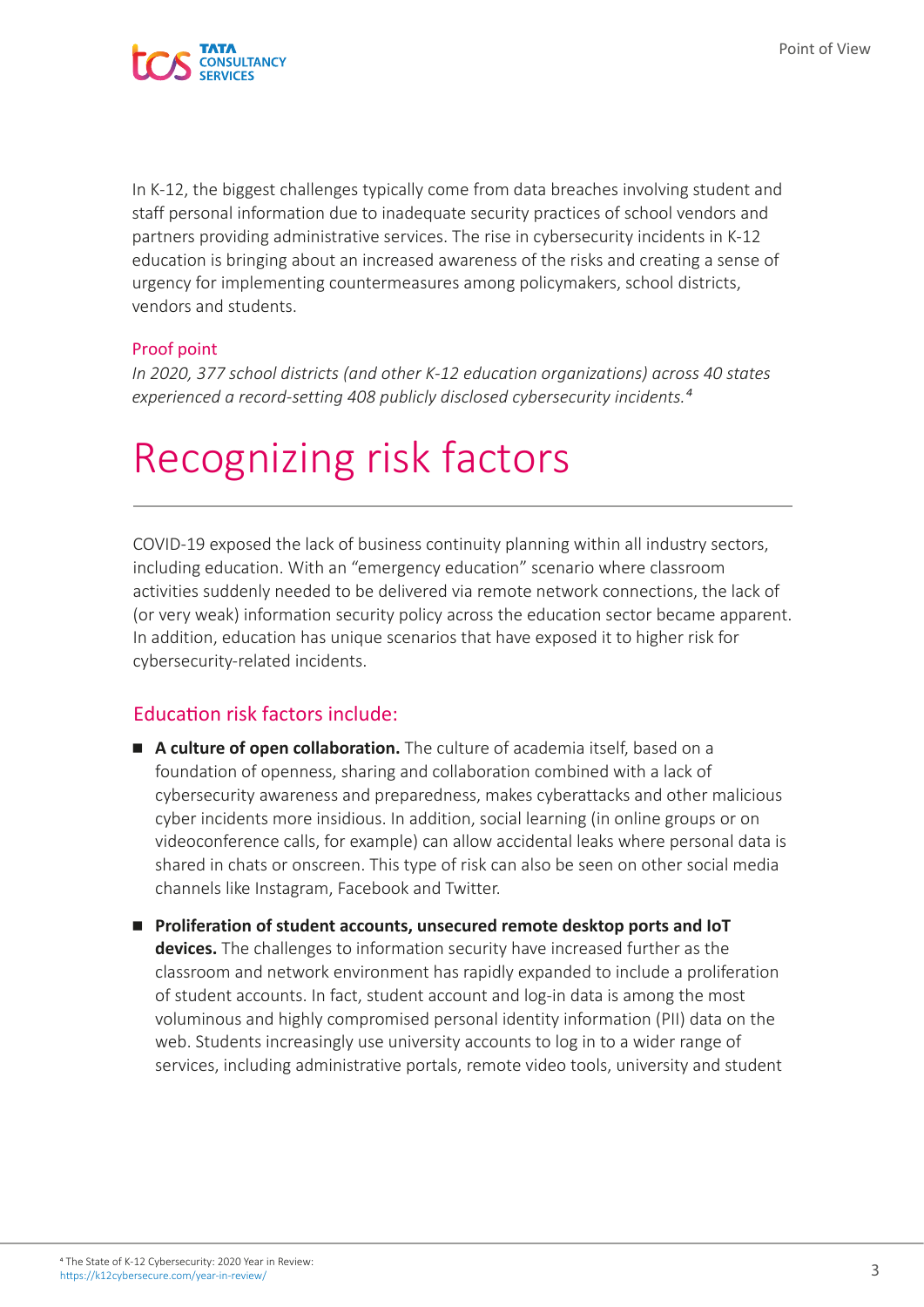In K-12, the biggest challenges typically come from data breaches involving student and staff personal information due to inadequate security practices of school vendors and partners providing administrative services. The rise in cybersecurity incidents in K-12 education is bringing about an increased awareness of the risks and creating a sense of urgency for implementing countermeasures among policymakers, school districts, vendors and students.

Proof point

*In 2020, 377 school districts (and other K-12 education organizations) across 40 states experienced a record-setting 408 publicly disclosed cybersecurity incidents.*[4]

# Recognizing risk factors

COVID-19 exposed the lack of business continuity planning within all industry sectors, including education. With an "emergency education" scenario where classroom activities suddenly needed to be delivered via remote network connections, the lack of (or very weak) information security policy across the education sector became apparent. In addition, education has unique scenarios that have exposed it to higher risk for cybersecurity-related incidents.

## Education risk factors include:

- **A culture of open collaboration.** The culture of academia itself, based on a foundation of openness, sharing and collaboration combined with a lack of cybersecurity awareness and preparedness, makes cyberattacks and other malicious cyber incidents more insidious. In addition, social learning (in online groups or on videoconference calls, for example) can allow accidental leaks where personal data is shared in chats or onscreen. This type of risk can also be seen on other social media channels like Instagram, Facebook and Twitter.
- **Proliferation of student accounts, unsecured remote desktop ports and IoT devices.** The challenges to information security have increased further as the classroom and network environment has rapidly expanded to include a proliferation of student accounts. In fact, student account and log-in data is among the most voluminous and highly compromised personal identity information (PII) data on the web. Students increasingly use university accounts to log in to a wider range of services, including administrative portals, remote video tools, university and student

[4] The State of K-12 Cybersecurity: 2020 Year in Review: https://k12cybersecure.com/year-in-review/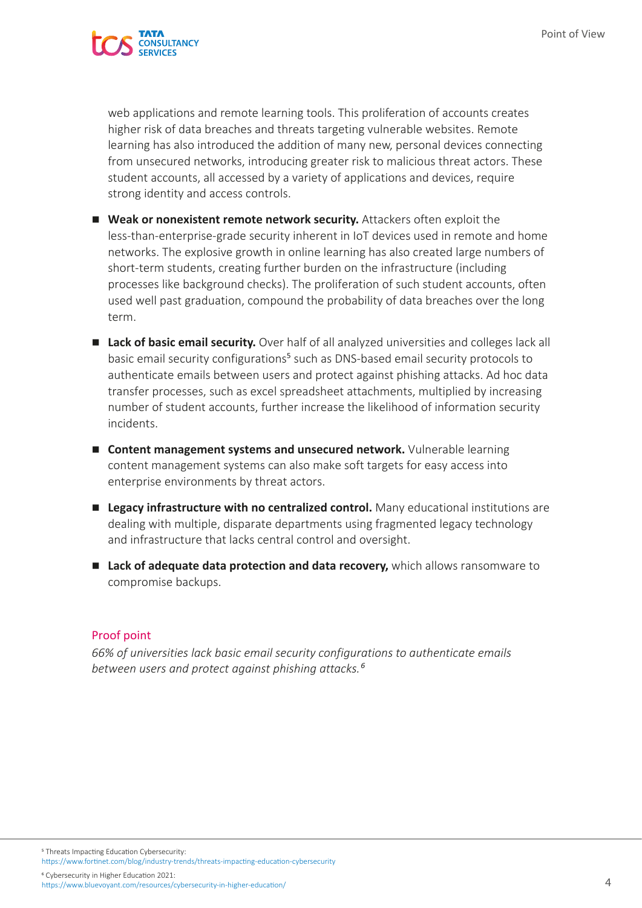web applications and remote learning tools. This proliferation of accounts creates higher risk of data breaches and threats targeting vulnerable websites. Remote learning has also introduced the addition of many new, personal devices connecting from unsecured networks, introducing greater risk to malicious threat actors. These student accounts, all accessed by a variety of applications and devices, require strong identity and access controls.

- **Weak or nonexistent remote network security.** Attackers often exploit the less-than-enterprise-grade security inherent in IoT devices used in remote and home networks. The explosive growth in online learning has also created large numbers of short-term students, creating further burden on the infrastructure (including processes like background checks). The proliferation of such student accounts, often used well past graduation, compound the probability of data breaches over the long term.

- **Lack of basic email security.** Over half of all analyzed universities and colleges lack all basic email security configurations[5] such as DNS-based email security protocols to authenticate emails between users and protect against phishing attacks. Ad hoc data transfer processes, such as excel spreadsheet attachments, multiplied by increasing number of student accounts, further increase the likelihood of information security incidents.

- **Content management systems and unsecured network.** Vulnerable learning content management systems can also make soft targets for easy access into enterprise environments by threat actors.

- **Legacy infrastructure with no centralized control.** Many educational institutions are dealing with multiple, disparate departments using fragmented legacy technology and infrastructure that lacks central control and oversight.

- **Lack of adequate data protection and data recovery,** which allows ransomware to compromise backups.

### Proof point

*66% of universities lack basic email security configurations to authenticate emails between users and protect against phishing attacks.*[6]

---

[5] Threats Impacting Education Cybersecurity: https://www.fortinet.com/blog/industry-trends/threats-impacting-education-cybersecurity

[6] Cybersecurity in Higher Education 2021: https://www.bluevoyant.com/resources/cybersecurity-in-higher-education/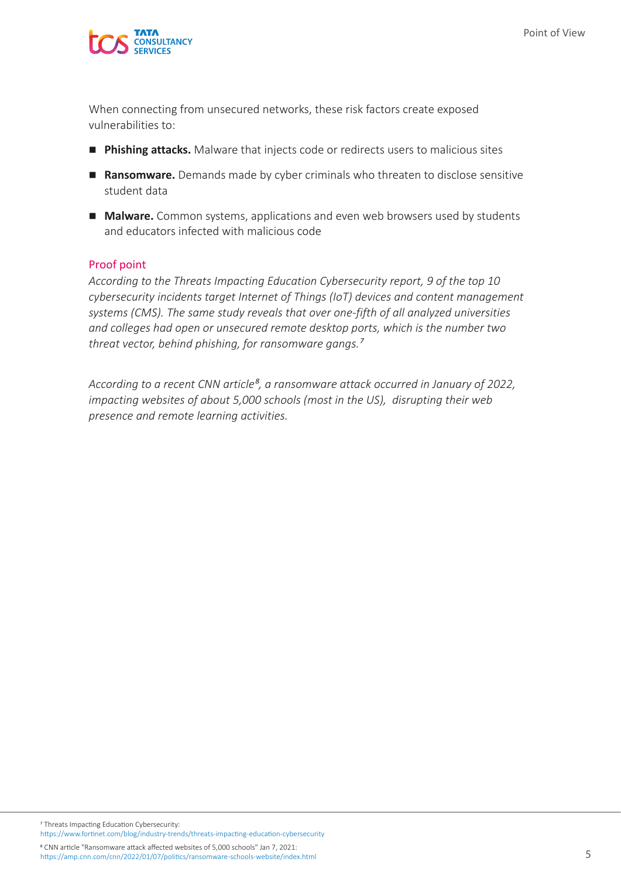When connecting from unsecured networks, these risk factors create exposed vulnerabilities to:

- **Phishing attacks.** Malware that injects code or redirects users to malicious sites
- **Ransomware.** Demands made by cyber criminals who threaten to disclose sensitive student data
- **Malware.** Common systems, applications and even web browsers used by students and educators infected with malicious code

### Proof point

*According to the Threats Impacting Education Cybersecurity report, 9 of the top 10 cybersecurity incidents target Internet of Things (IoT) devices and content management systems (CMS). The same study reveals that over one-fifth of all analyzed universities and colleges had open or unsecured remote desktop ports, which is the number two threat vector, behind phishing, for ransomware gangs.*[7]

*According to a recent CNN article*[8]*, a ransomware attack occurred in January of 2022, impacting websites of about 5,000 schools (most in the US), disrupting their web presence and remote learning activities.*

---

[7] Threats Impacting Education Cybersecurity:
https://www.fortinet.com/blog/industry-trends/threats-impacting-education-cybersecurity

[8] CNN article "Ransomware attack affected websites of 5,000 schools" Jan 7, 2021:
https://amp.cnn.com/cnn/2022/01/07/politics/ransomware-schools-website/index.html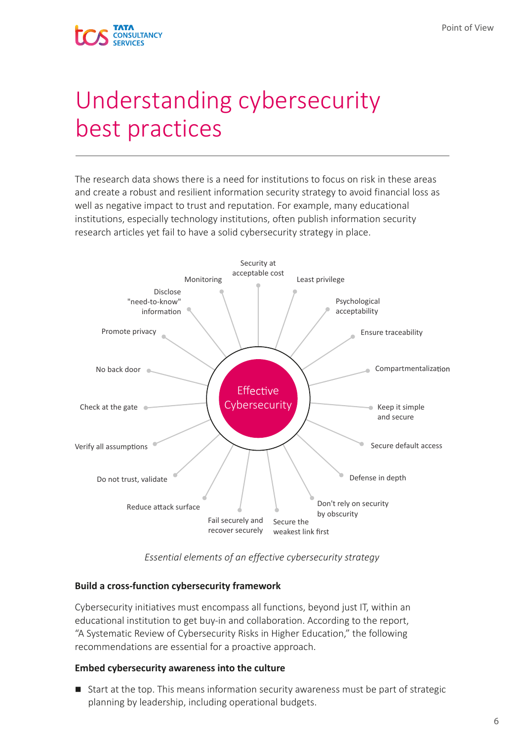# Understanding cybersecurity best practices

The research data shows there is a need for institutions to focus on risk in these areas and create a robust and resilient information security strategy to avoid financial loss as well as negative impact to trust and reputation. For example, many educational institutions, especially technology institutions, often publish information security research articles yet fail to have a solid cybersecurity strategy in place.

Effective Cybersecurity

- Security at acceptable cost
- Least privilege
- Psychological acceptability
- Ensure traceability
- Compartmentalization
- Keep it simple and secure
- Secure default access
- Defense in depth
- Don't rely on security by obscurity
- Secure the weakest link first
- Fail securely and recover securely
- Reduce attack surface
- Do not trust, validate
- Verify all assumptions
- Check at the gate
- No back door
- Promote privacy
- Disclose "need-to-know" information
- Monitoring

*Essential elements of an effective cybersecurity strategy*

**Build a cross-function cybersecurity framework**

Cybersecurity initiatives must encompass all functions, beyond just IT, within an educational institution to get buy-in and collaboration. According to the report, "A Systematic Review of Cybersecurity Risks in Higher Education," the following recommendations are essential for a proactive approach.

**Embed cybersecurity awareness into the culture**

- Start at the top. This means information security awareness must be part of strategic planning by leadership, including operational budgets.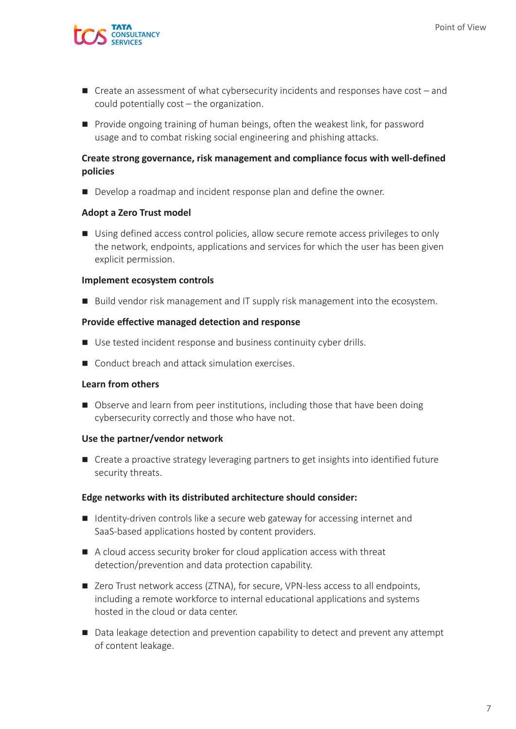- Create an assessment of what cybersecurity incidents and responses have cost – and could potentially cost – the organization.
- Provide ongoing training of human beings, often the weakest link, for password usage and to combat risking social engineering and phishing attacks.

**Create strong governance, risk management and compliance focus with well-defined policies**

- Develop a roadmap and incident response plan and define the owner.

**Adopt a Zero Trust model**

- Using defined access control policies, allow secure remote access privileges to only the network, endpoints, applications and services for which the user has been given explicit permission.

**Implement ecosystem controls**

- Build vendor risk management and IT supply risk management into the ecosystem.

**Provide effective managed detection and response**

- Use tested incident response and business continuity cyber drills.
- Conduct breach and attack simulation exercises.

**Learn from others**

- Observe and learn from peer institutions, including those that have been doing cybersecurity correctly and those who have not.

**Use the partner/vendor network**

- Create a proactive strategy leveraging partners to get insights into identified future security threats.

**Edge networks with its distributed architecture should consider:**

- Identity-driven controls like a secure web gateway for accessing internet and SaaS-based applications hosted by content providers.
- A cloud access security broker for cloud application access with threat detection/prevention and data protection capability.
- Zero Trust network access (ZTNA), for secure, VPN-less access to all endpoints, including a remote workforce to internal educational applications and systems hosted in the cloud or data center.
- Data leakage detection and prevention capability to detect and prevent any attempt of content leakage.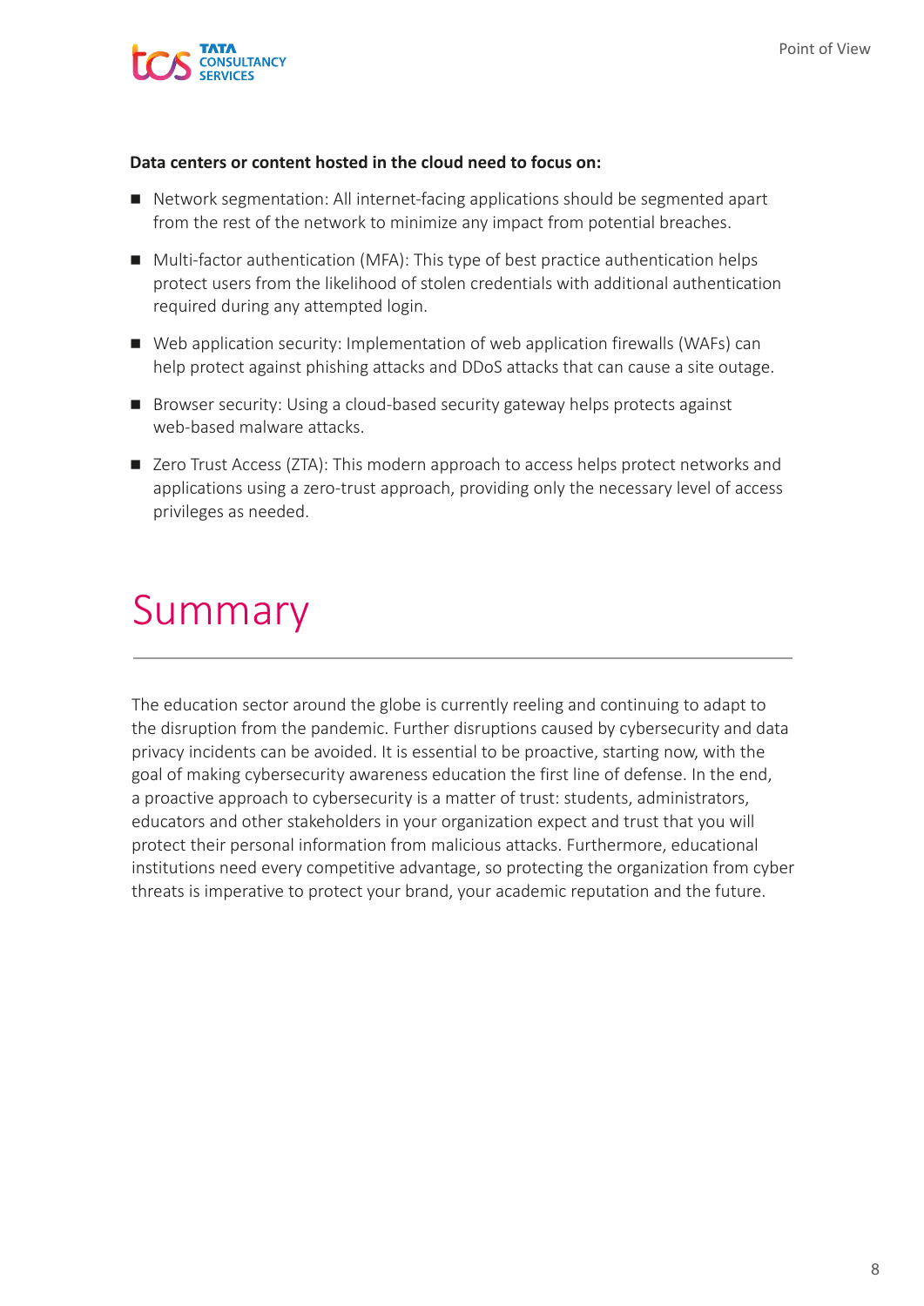**Data centers or content hosted in the cloud need to focus on:**

- Network segmentation: All internet-facing applications should be segmented apart from the rest of the network to minimize any impact from potential breaches.
- Multi-factor authentication (MFA): This type of best practice authentication helps protect users from the likelihood of stolen credentials with additional authentication required during any attempted login.
- Web application security: Implementation of web application firewalls (WAFs) can help protect against phishing attacks and DDoS attacks that can cause a site outage.
- Browser security: Using a cloud-based security gateway helps protects against web-based malware attacks.
- Zero Trust Access (ZTA): This modern approach to access helps protect networks and applications using a zero-trust approach, providing only the necessary level of access privileges as needed.

# Summary

The education sector around the globe is currently reeling and continuing to adapt to the disruption from the pandemic. Further disruptions caused by cybersecurity and data privacy incidents can be avoided. It is essential to be proactive, starting now, with the goal of making cybersecurity awareness education the first line of defense. In the end, a proactive approach to cybersecurity is a matter of trust: students, administrators, educators and other stakeholders in your organization expect and trust that you will protect their personal information from malicious attacks. Furthermore, educational institutions need every competitive advantage, so protecting the organization from cyber threats is imperative to protect your brand, your academic reputation and the future.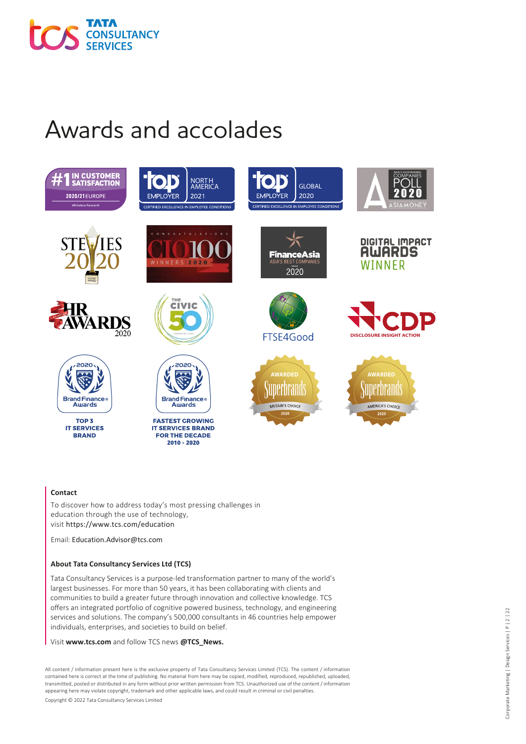# Awards and accolades

TOP 3
IT SERVICES
BRAND

FASTEST GROWING
IT SERVICES BRAND
FOR THE DECADE
2010 - 2020

**Contact**

To discover how to address today's most pressing challenges in education through the use of technology, visit https://www.tcs.com/education

Email: Education.Advisor@tcs.com

**About Tata Consultancy Services Ltd (TCS)**

Tata Consultancy Services is a purpose-led transformation partner to many of the world's largest businesses. For more than 50 years, it has been collaborating with clients and communities to build a greater future through innovation and collective knowledge. TCS offers an integrated portfolio of cognitive powered business, technology, and engineering services and solutions. The company's 500,000 consultants in 46 countries help empower individuals, enterprises, and societies to build on belief.

Visit **www.tcs.com** and follow TCS news **@TCS_News.**

All content / information present here is the exclusive property of Tata Consultancy Services Limited (TCS). The content / information contained here is correct at the time of publishing. No material from here may be copied, modified, reproduced, republished, uploaded, transmitted, posted or distributed in any form without prior written permission from TCS. Unauthorized use of the content / information appearing here may violate copyright, trademark and other applicable laws, and could result in criminal or civil penalties.

Copyright © 2022 Tata Consultancy Services Limited

Corporate Marketing | Design Services | P | 2 | 22